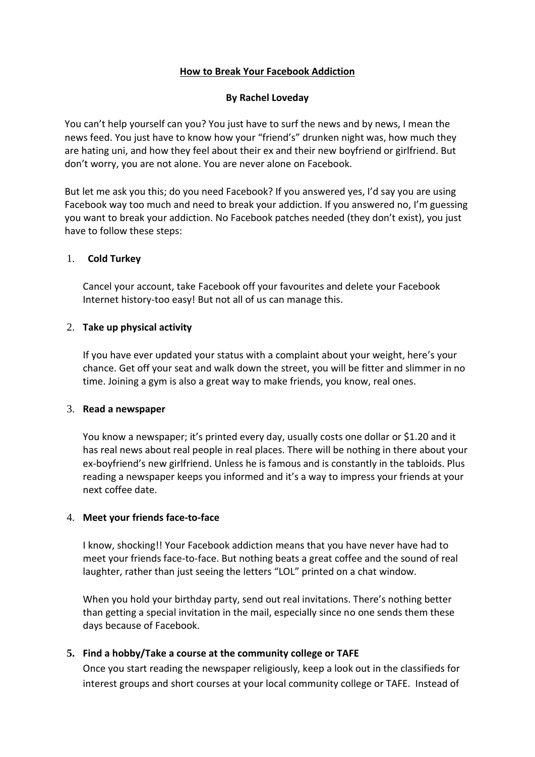# How to Break Your Facebook Addiction

**By Rachel Loveday**

You can't help yourself can you? You just have to surf the news and by news, I mean the news feed. You just have to know how your "friend's" drunken night was, how much they are hating uni, and how they feel about their ex and their new boyfriend or girlfriend. But don't worry, you are not alone. You are never alone on Facebook.

But let me ask you this; do you need Facebook? If you answered yes, I'd say you are using Facebook way too much and need to break your addiction. If you answered no, I'm guessing you want to break your addiction. No Facebook patches needed (they don't exist), you just have to follow these steps:

1. **Cold Turkey**

   Cancel your account, take Facebook off your favourites and delete your Facebook Internet history-too easy! But not all of us can manage this.

2. **Take up physical activity**

   If you have ever updated your status with a complaint about your weight, here's your chance. Get off your seat and walk down the street, you will be fitter and slimmer in no time. Joining a gym is also a great way to make friends, you know, real ones.

3. **Read a newspaper**

   You know a newspaper; it's printed every day, usually costs one dollar or $1.20 and it has real news about real people in real places. There will be nothing in there about your ex-boyfriend's new girlfriend. Unless he is famous and is constantly in the tabloids. Plus reading a newspaper keeps you informed and it's a way to impress your friends at your next coffee date.

4. **Meet your friends face-to-face**

   I know, shocking!! Your Facebook addiction means that you have never have had to meet your friends face-to-face. But nothing beats a great coffee and the sound of real laughter, rather than just seeing the letters "LOL" printed on a chat window.

   When you hold your birthday party, send out real invitations. There's nothing better than getting a special invitation in the mail, especially since no one sends them these days because of Facebook.

5. **Find a hobby/Take a course at the community college or TAFE**

   Once you start reading the newspaper religiously, keep a look out in the classifieds for interest groups and short courses at your local community college or TAFE. Instead of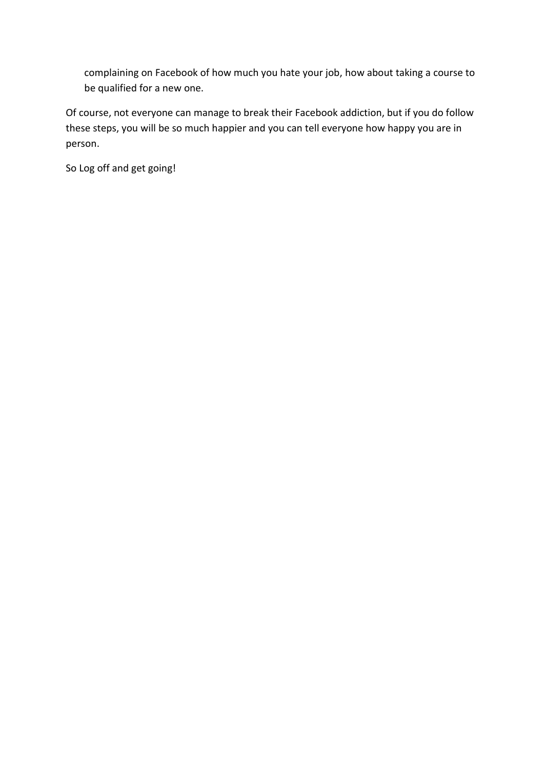complaining on Facebook of how much you hate your job, how about taking a course to be qualified for a new one.

Of course, not everyone can manage to break their Facebook addiction, but if you do follow these steps, you will be so much happier and you can tell everyone how happy you are in person.

So Log off and get going!